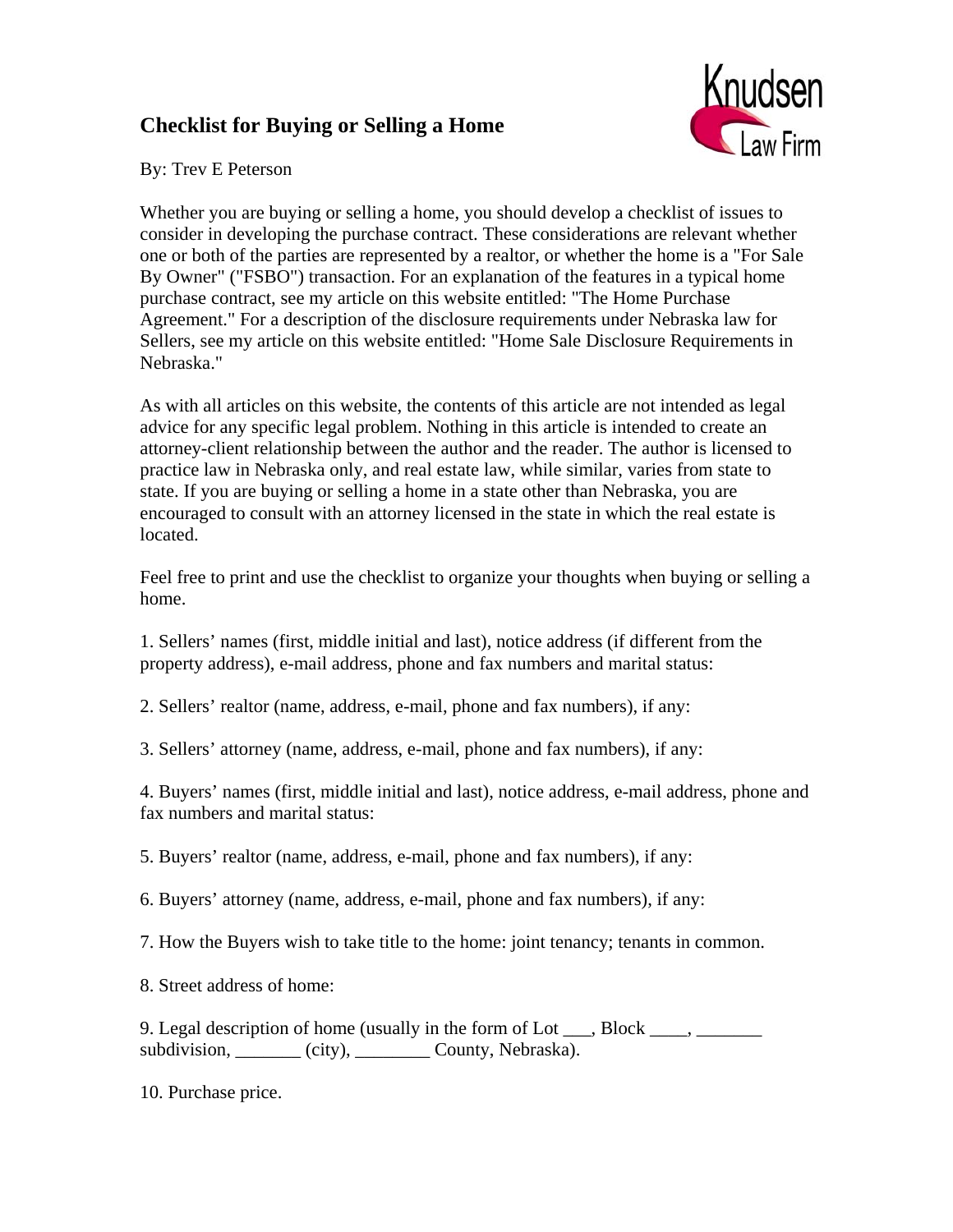# Checklist for Buying or Selling a Home

By: Trev E Peterson

Whether you are buying or selling a home, you should develop a checklist of issues to consider in developing the purchase contract. These considerations are relevant whether one or both of the parties are represented by a realtor, or whether the home is a "For Sale By Owner" ("FSBO") transaction. For an explanation of the features in a typical home purchase contract, see my article on this website entitled: "The Home Purchase Agreement." For a description of the disclosure requirements under Nebraska law for Sellers, see my article on this website entitled: "Home Sale Disclosure Requirements in Nebraska."

As with all articles on this website, the contents of this article are not intended as legal advice for any specific legal problem. Nothing in this article is intended to create an attorney-client relationship between the author and the reader. The author is licensed to practice law in Nebraska only, and real estate law, while similar, varies from state to state. If you are buying or selling a home in a state other than Nebraska, you are encouraged to consult with an attorney licensed in the state in which the real estate is located.

Feel free to print and use the checklist to organize your thoughts when buying or selling a home.

1. Sellers' names (first, middle initial and last), notice address (if different from the property address), e-mail address, phone and fax numbers and marital status:

2. Sellers' realtor (name, address, e-mail, phone and fax numbers), if any:

3. Sellers' attorney (name, address, e-mail, phone and fax numbers), if any:

4. Buyers' names (first, middle initial and last), notice address, e-mail address, phone and fax numbers and marital status:

5. Buyers' realtor (name, address, e-mail, phone and fax numbers), if any:

6. Buyers' attorney (name, address, e-mail, phone and fax numbers), if any:

7. How the Buyers wish to take title to the home: joint tenancy; tenants in common.

8. Street address of home:

9. Legal description of home (usually in the form of Lot ___, Block ____, _______ subdivision, _______ (city), ________ County, Nebraska).

10. Purchase price.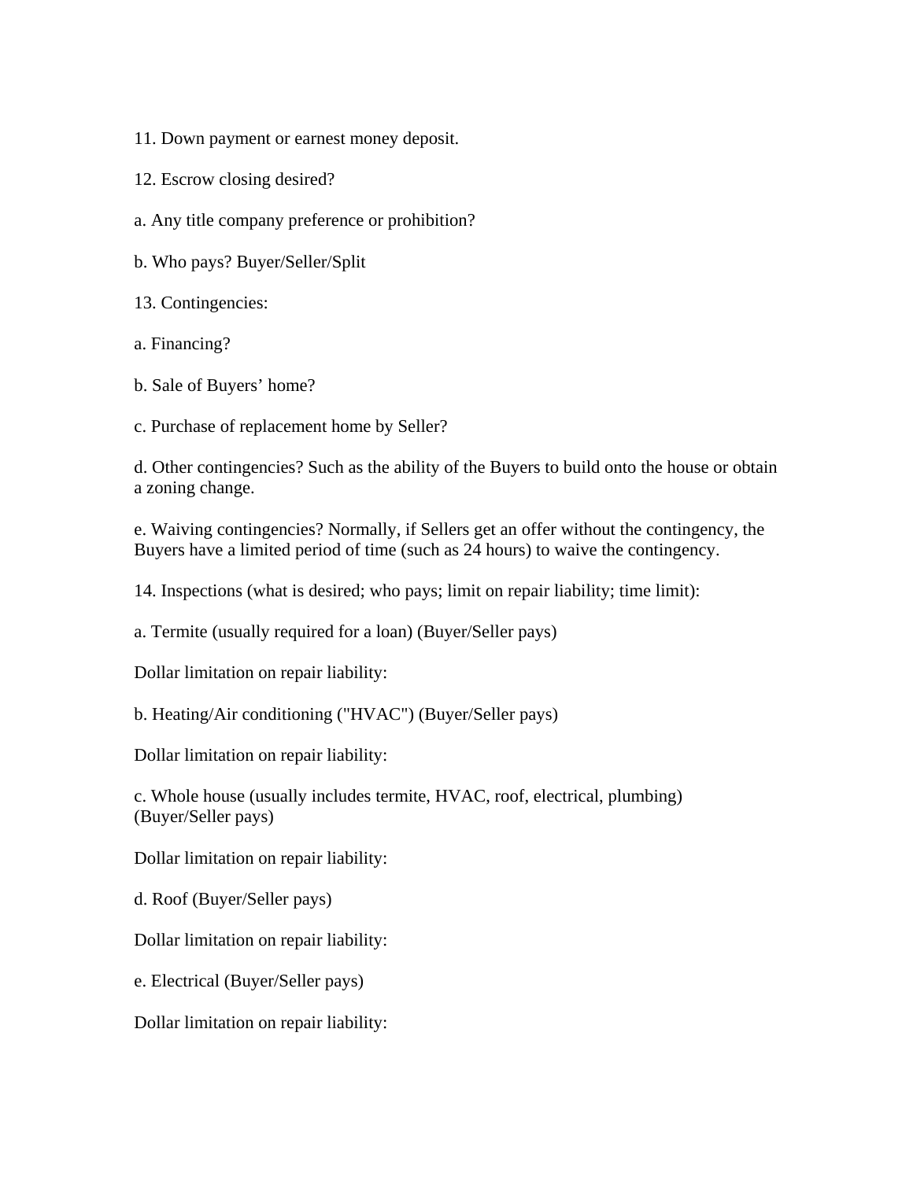11. Down payment or earnest money deposit.

12. Escrow closing desired?

a. Any title company preference or prohibition?

b. Who pays? Buyer/Seller/Split

13. Contingencies:

a. Financing?

b. Sale of Buyers' home?

c. Purchase of replacement home by Seller?

d. Other contingencies? Such as the ability of the Buyers to build onto the house or obtain a zoning change.

e. Waiving contingencies? Normally, if Sellers get an offer without the contingency, the Buyers have a limited period of time (such as 24 hours) to waive the contingency.

14. Inspections (what is desired; who pays; limit on repair liability; time limit):

a. Termite (usually required for a loan) (Buyer/Seller pays)

Dollar limitation on repair liability:

b. Heating/Air conditioning ("HVAC") (Buyer/Seller pays)

Dollar limitation on repair liability:

c. Whole house (usually includes termite, HVAC, roof, electrical, plumbing) (Buyer/Seller pays)

Dollar limitation on repair liability:

d. Roof (Buyer/Seller pays)

Dollar limitation on repair liability:

e. Electrical (Buyer/Seller pays)

Dollar limitation on repair liability: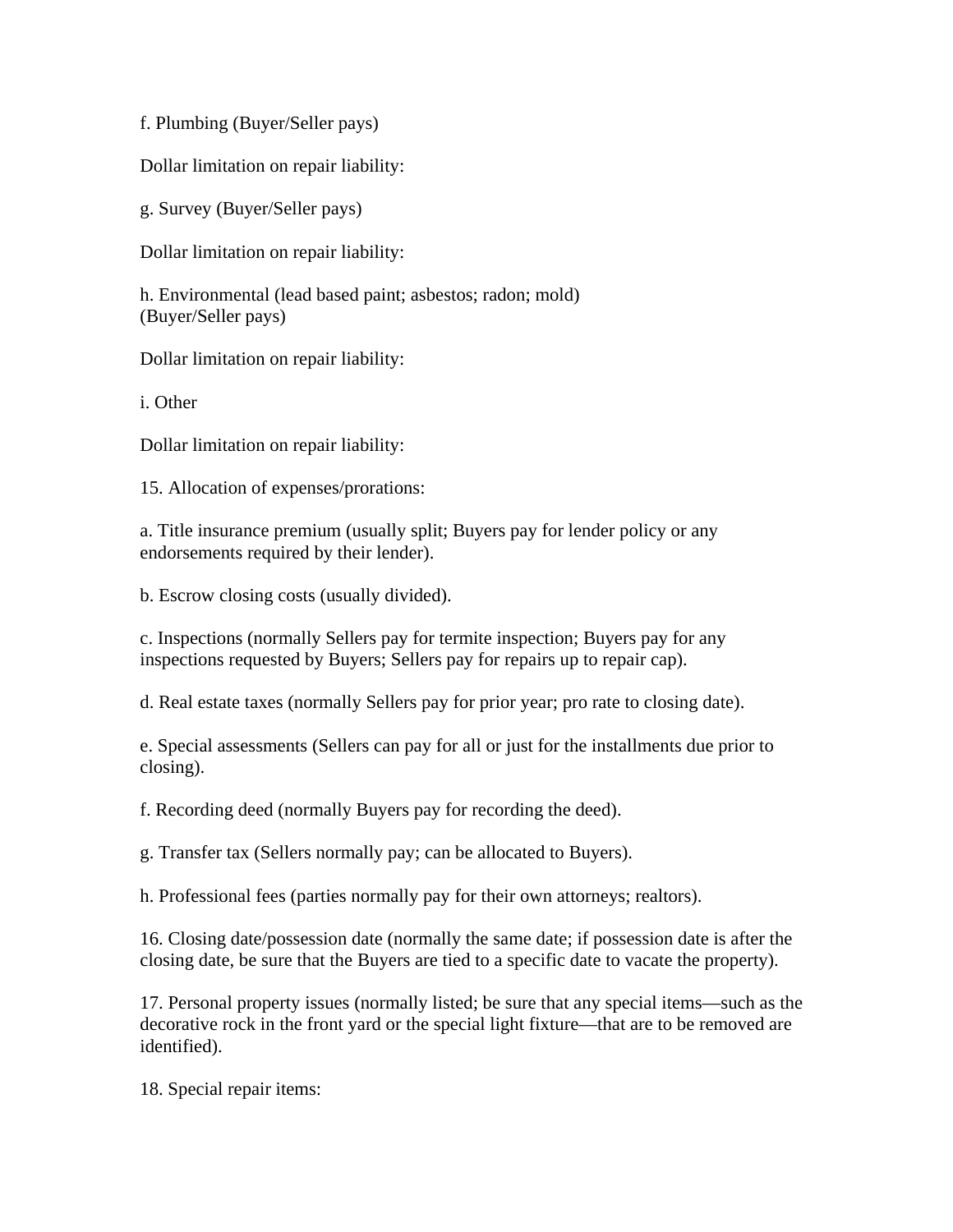f. Plumbing (Buyer/Seller pays)

Dollar limitation on repair liability:

g. Survey (Buyer/Seller pays)

Dollar limitation on repair liability:

h. Environmental (lead based paint; asbestos; radon; mold)
(Buyer/Seller pays)

Dollar limitation on repair liability:

i. Other

Dollar limitation on repair liability:

15. Allocation of expenses/prorations:

a. Title insurance premium (usually split; Buyers pay for lender policy or any endorsements required by their lender).

b. Escrow closing costs (usually divided).

c. Inspections (normally Sellers pay for termite inspection; Buyers pay for any inspections requested by Buyers; Sellers pay for repairs up to repair cap).

d. Real estate taxes (normally Sellers pay for prior year; pro rate to closing date).

e. Special assessments (Sellers can pay for all or just for the installments due prior to closing).

f. Recording deed (normally Buyers pay for recording the deed).

g. Transfer tax (Sellers normally pay; can be allocated to Buyers).

h. Professional fees (parties normally pay for their own attorneys; realtors).

16. Closing date/possession date (normally the same date; if possession date is after the closing date, be sure that the Buyers are tied to a specific date to vacate the property).

17. Personal property issues (normally listed; be sure that any special items—such as the decorative rock in the front yard or the special light fixture—that are to be removed are identified).

18. Special repair items: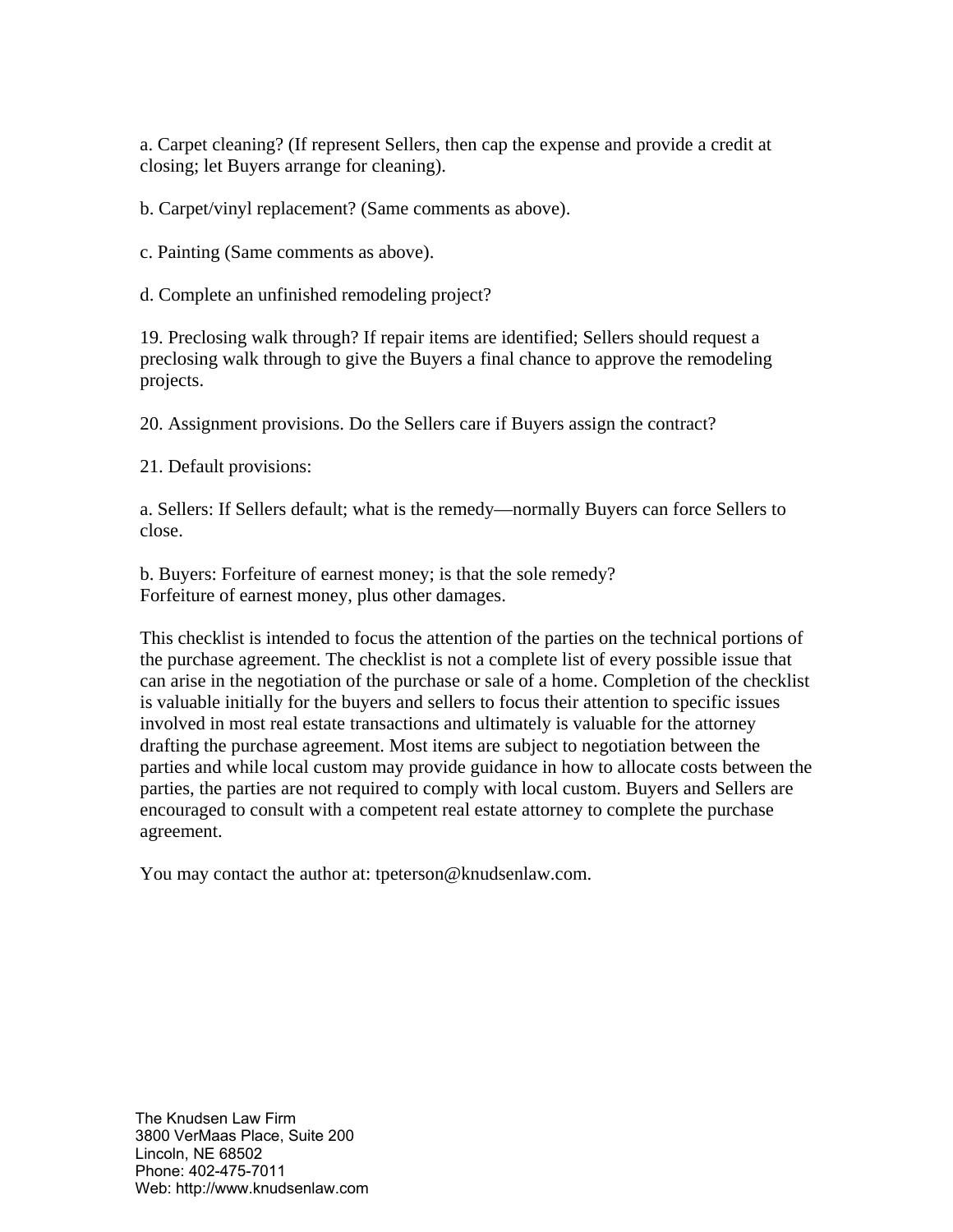a. Carpet cleaning? (If represent Sellers, then cap the expense and provide a credit at closing; let Buyers arrange for cleaning).

b. Carpet/vinyl replacement? (Same comments as above).

c. Painting (Same comments as above).

d. Complete an unfinished remodeling project?

19. Preclosing walk through? If repair items are identified; Sellers should request a preclosing walk through to give the Buyers a final chance to approve the remodeling projects.

20. Assignment provisions. Do the Sellers care if Buyers assign the contract?

21. Default provisions:

a. Sellers: If Sellers default; what is the remedy—normally Buyers can force Sellers to close.

b. Buyers: Forfeiture of earnest money; is that the sole remedy?
Forfeiture of earnest money, plus other damages.

This checklist is intended to focus the attention of the parties on the technical portions of the purchase agreement. The checklist is not a complete list of every possible issue that can arise in the negotiation of the purchase or sale of a home. Completion of the checklist is valuable initially for the buyers and sellers to focus their attention to specific issues involved in most real estate transactions and ultimately is valuable for the attorney drafting the purchase agreement. Most items are subject to negotiation between the parties and while local custom may provide guidance in how to allocate costs between the parties, the parties are not required to comply with local custom. Buyers and Sellers are encouraged to consult with a competent real estate attorney to complete the purchase agreement.

You may contact the author at: tpeterson@knudsenlaw.com.

The Knudsen Law Firm
3800 VerMaas Place, Suite 200
Lincoln, NE 68502
Phone: 402-475-7011
Web: http://www.knudsenlaw.com